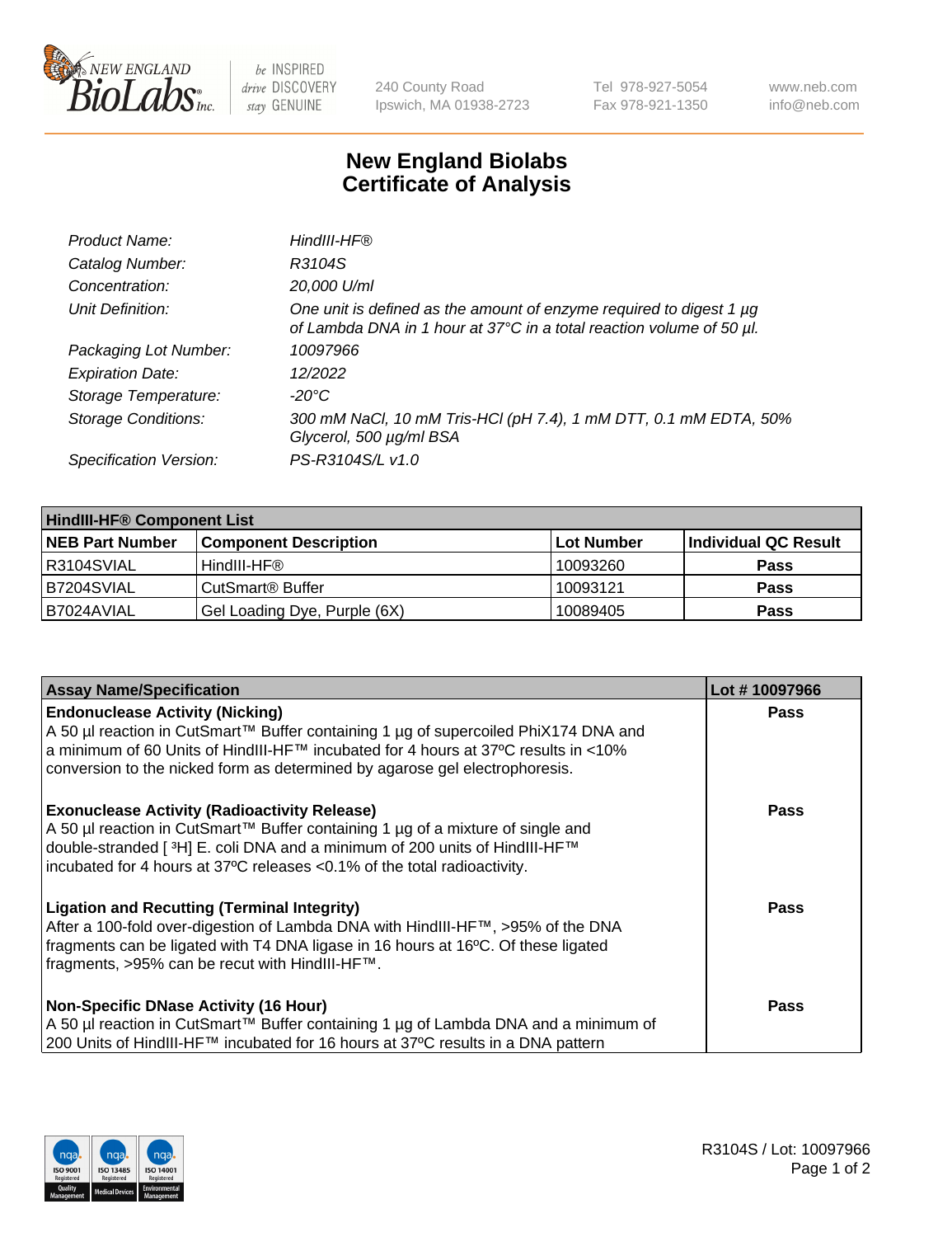New England BioLabs Inc. — be INSPIRED drive DISCOVERY stay GENUINE

240 County Road
Ipswich, MA 01938-2723

Tel 978-927-5054
Fax 978-921-1350

www.neb.com
info@neb.com

# New England Biolabs
# Certificate of Analysis

| | |
|---|---|
| *Product Name:* | *HindIII-HF®* |
| *Catalog Number:* | *R3104S* |
| *Concentration:* | *20,000 U/ml* |
| *Unit Definition:* | *One unit is defined as the amount of enzyme required to digest 1 µg of Lambda DNA in 1 hour at 37°C in a total reaction volume of 50 µl.* |
| *Packaging Lot Number:* | *10097966* |
| *Expiration Date:* | *12/2022* |
| *Storage Temperature:* | *-20°C* |
| *Storage Conditions:* | *300 mM NaCl, 10 mM Tris-HCl (pH 7.4), 1 mM DTT, 0.1 mM EDTA, 50% Glycerol, 500 µg/ml BSA* |
| *Specification Version:* | *PS-R3104S/L v1.0* |

| **HindIII-HF® Component List** | | | |
|---|---|---|---|
| **NEB Part Number** | **Component Description** | **Lot Number** | **Individual QC Result** |
| R3104SVIAL | HindIII-HF® | 10093260 | **Pass** |
| B7204SVIAL | CutSmart® Buffer | 10093121 | **Pass** |
| B7024AVIAL | Gel Loading Dye, Purple (6X) | 10089405 | **Pass** |

| **Assay Name/Specification** | **Lot # 10097966** |
|---|---|
| **Endonuclease Activity (Nicking)** A 50 µl reaction in CutSmart™ Buffer containing 1 µg of supercoiled PhiX174 DNA and a minimum of 60 Units of HindIII-HF™ incubated for 4 hours at 37ºC results in <10% conversion to the nicked form as determined by agarose gel electrophoresis. | **Pass** |
| **Exonuclease Activity (Radioactivity Release)** A 50 µl reaction in CutSmart™ Buffer containing 1 µg of a mixture of single and double-stranded [ $^3$H] E. coli DNA and a minimum of 200 units of HindIII-HF™ incubated for 4 hours at 37ºC releases <0.1% of the total radioactivity. | **Pass** |
| **Ligation and Recutting (Terminal Integrity)** After a 100-fold over-digestion of Lambda DNA with HindIII-HF™, >95% of the DNA fragments can be ligated with T4 DNA ligase in 16 hours at 16ºC. Of these ligated fragments, >95% can be recut with HindIII-HF™. | **Pass** |
| **Non-Specific DNase Activity (16 Hour)** A 50 µl reaction in CutSmart™ Buffer containing 1 µg of Lambda DNA and a minimum of 200 Units of HindIII-HF™ incubated for 16 hours at 37ºC results in a DNA pattern | **Pass** |

R3104S / Lot: 10097966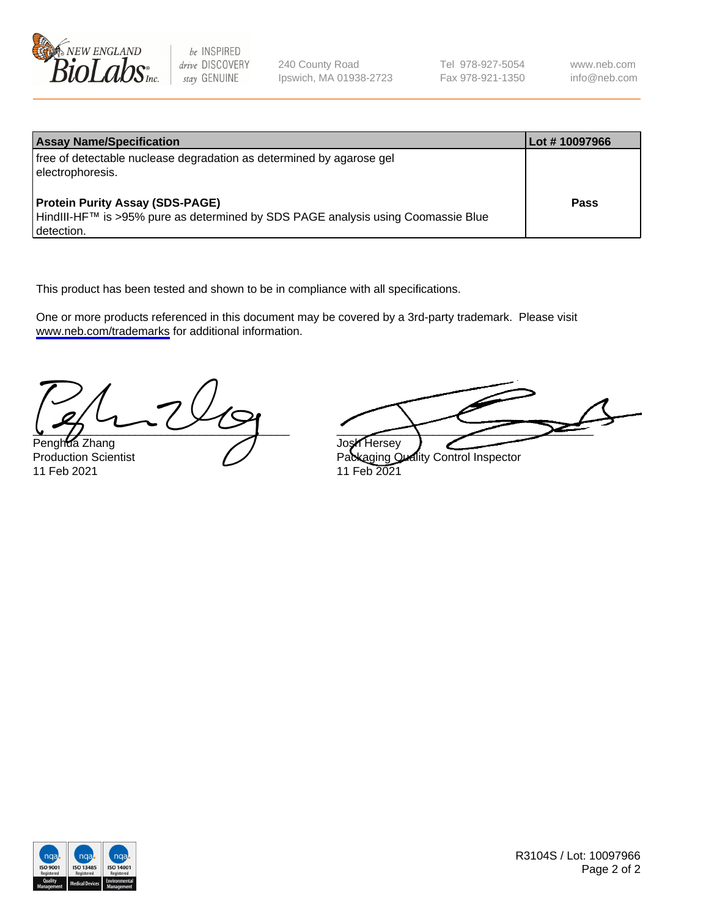NEW ENGLAND BioLabs Inc. — be INSPIRED drive DISCOVERY stay GENUINE

240 County Road
Ipswich, MA 01938-2723

Tel 978-927-5054
Fax 978-921-1350

www.neb.com
info@neb.com

| Assay Name/Specification | Lot # 10097966 |
|---|---|
| free of detectable nuclease degradation as determined by agarose gel electrophoresis. | |
| **Protein Purity Assay (SDS-PAGE)**<br>HindIII-HF™ is >95% pure as determined by SDS PAGE analysis using Coomassie Blue detection. | **Pass** |

This product has been tested and shown to be in compliance with all specifications.

One or more products referenced in this document may be covered by a 3rd-party trademark. Please visit www.neb.com/trademarks for additional information.

Penghua Zhang
Production Scientist
11 Feb 2021

Josh Hersey
Packaging Quality Control Inspector
11 Feb 2021

R3104S / Lot: 10097966